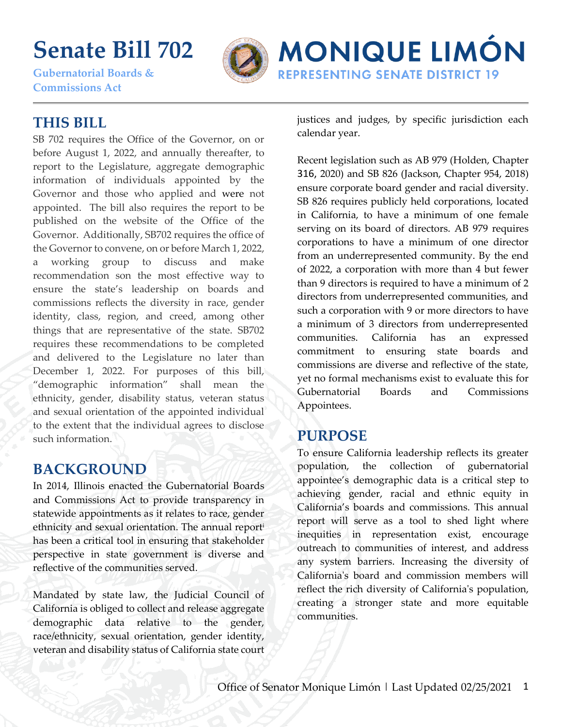# Senate Bill 702

**Gubernatorial Boards & Commissions Act**

**MONIQUE LIMÓN**

**REPRESENTING SENATE DISTRICT 19**

## THIS BILL

SB 702 requires the Office of the Governor, on or before August 1, 2022, and annually thereafter, to report to the Legislature, aggregate demographic information of individuals appointed by the Governor and those who applied and were not appointed. The bill also requires the report to be published on the website of the Office of the Governor. Additionally, SB702 requires the office of the Governor to convene, on or before March 1, 2022, a working group to discuss and make recommendation son the most effective way to ensure the state's leadership on boards and commissions reflects the diversity in race, gender identity, class, region, and creed, among other things that are representative of the state. SB702 requires these recommendations to be completed and delivered to the Legislature no later than December 1, 2022. For purposes of this bill, "demographic information" shall mean the ethnicity, gender, disability status, veteran status and sexual orientation of the appointed individual to the extent that the individual agrees to disclose such information.

## BACKGROUND

In 2014, Illinois enacted the Gubernatorial Boards and Commissions Act to provide transparency in statewide appointments as it relates to race, gender ethnicity and sexual orientation. The annual report[i] has been a critical tool in ensuring that stakeholder perspective in state government is diverse and reflective of the communities served.

Mandated by state law, the Judicial Council of California is obliged to collect and release aggregate demographic data relative to the gender, race/ethnicity, sexual orientation, gender identity, veteran and disability status of California state court justices and judges, by specific jurisdiction each calendar year.

Recent legislation such as AB 979 (Holden, Chapter 316, 2020) and SB 826 (Jackson, Chapter 954, 2018) ensure corporate board gender and racial diversity. SB 826 requires publicly held corporations, located in California, to have a minimum of one female serving on its board of directors. AB 979 requires corporations to have a minimum of one director from an underrepresented community. By the end of 2022, a corporation with more than 4 but fewer than 9 directors is required to have a minimum of 2 directors from underrepresented communities, and such a corporation with 9 or more directors to have a minimum of 3 directors from underrepresented communities. California has an expressed commitment to ensuring state boards and commissions are diverse and reflective of the state, yet no formal mechanisms exist to evaluate this for Gubernatorial Boards and Commissions Appointees.

## PURPOSE

To ensure California leadership reflects its greater population, the collection of gubernatorial appointee's demographic data is a critical step to achieving gender, racial and ethnic equity in California's boards and commissions. This annual report will serve as a tool to shed light where inequities in representation exist, encourage outreach to communities of interest, and address any system barriers. Increasing the diversity of California's board and commission members will reflect the rich diversity of California's population, creating a stronger state and more equitable communities.

Office of Senator Monique Limón | Last Updated 02/25/2021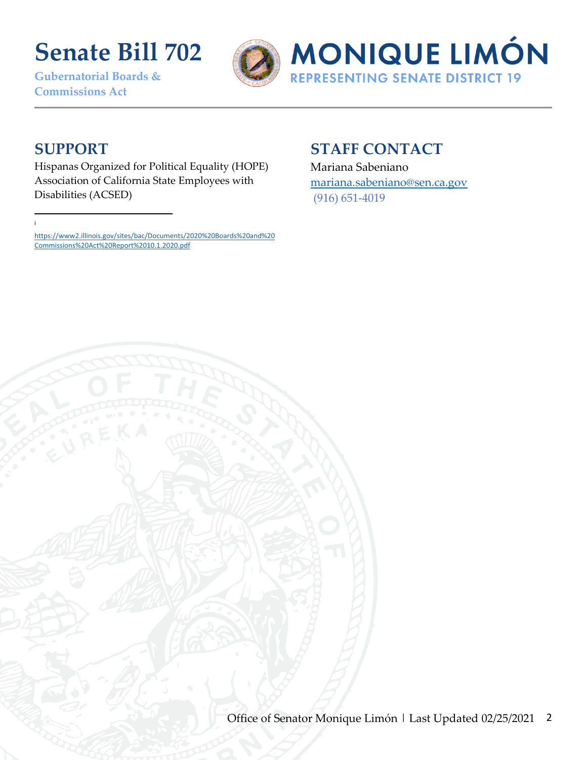# Senate Bill 702

**Gubernatorial Boards & Commissions Act**

**MONIQUE LIMÓN**

**REPRESENTING SENATE DISTRICT 19**

## SUPPORT

Hispanas Organized for Political Equality (HOPE)
Association of California State Employees with Disabilities (ACSED)

## STAFF CONTACT

Mariana Sabeniano
mariana.sabeniano@sen.ca.gov
(916) 651-4019

---

[i] https://www2.illinois.gov/sites/bac/Documents/2020%20Boards%20and%20Commissions%20Act%20Report%2010.1.2020.pdf